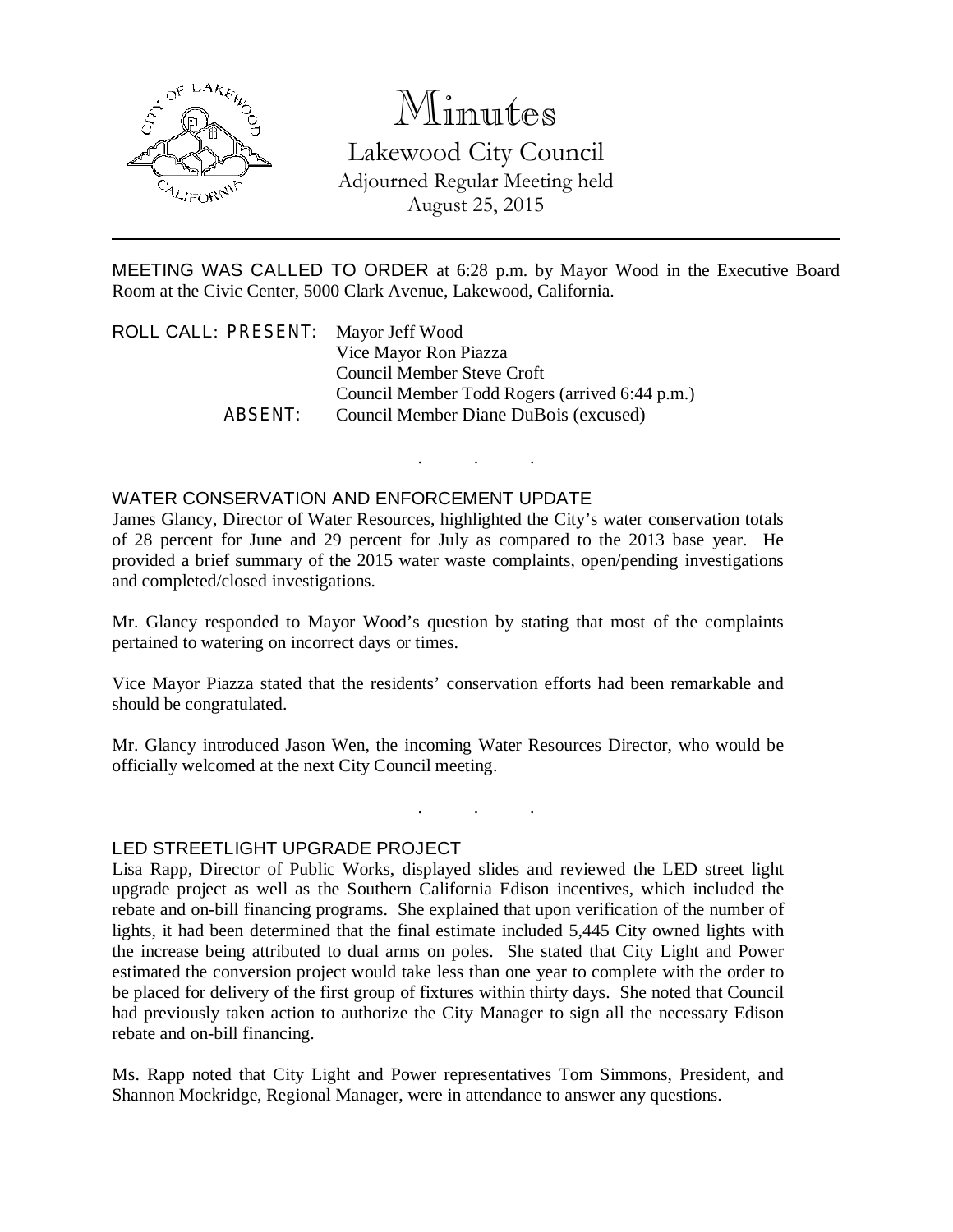# Minutes

## Lakewood City Council

Adjourned Regular Meeting held
August 25, 2015

---

MEETING WAS CALLED TO ORDER at 6:28 p.m. by Mayor Wood in the Executive Board Room at the Civic Center, 5000 Clark Avenue, Lakewood, California.

ROLL CALL: PRESENT: Mayor Jeff Wood
Vice Mayor Ron Piazza
Council Member Steve Croft
Council Member Todd Rogers (arrived 6:44 p.m.)

ABSENT: Council Member Diane DuBois (excused)

. . .

WATER CONSERVATION AND ENFORCEMENT UPDATE

James Glancy, Director of Water Resources, highlighted the City's water conservation totals of 28 percent for June and 29 percent for July as compared to the 2013 base year. He provided a brief summary of the 2015 water waste complaints, open/pending investigations and completed/closed investigations.

Mr. Glancy responded to Mayor Wood's question by stating that most of the complaints pertained to watering on incorrect days or times.

Vice Mayor Piazza stated that the residents' conservation efforts had been remarkable and should be congratulated.

Mr. Glancy introduced Jason Wen, the incoming Water Resources Director, who would be officially welcomed at the next City Council meeting.

. . .

LED STREETLIGHT UPGRADE PROJECT

Lisa Rapp, Director of Public Works, displayed slides and reviewed the LED street light upgrade project as well as the Southern California Edison incentives, which included the rebate and on-bill financing programs. She explained that upon verification of the number of lights, it had been determined that the final estimate included 5,445 City owned lights with the increase being attributed to dual arms on poles. She stated that City Light and Power estimated the conversion project would take less than one year to complete with the order to be placed for delivery of the first group of fixtures within thirty days. She noted that Council had previously taken action to authorize the City Manager to sign all the necessary Edison rebate and on-bill financing.

Ms. Rapp noted that City Light and Power representatives Tom Simmons, President, and Shannon Mockridge, Regional Manager, were in attendance to answer any questions.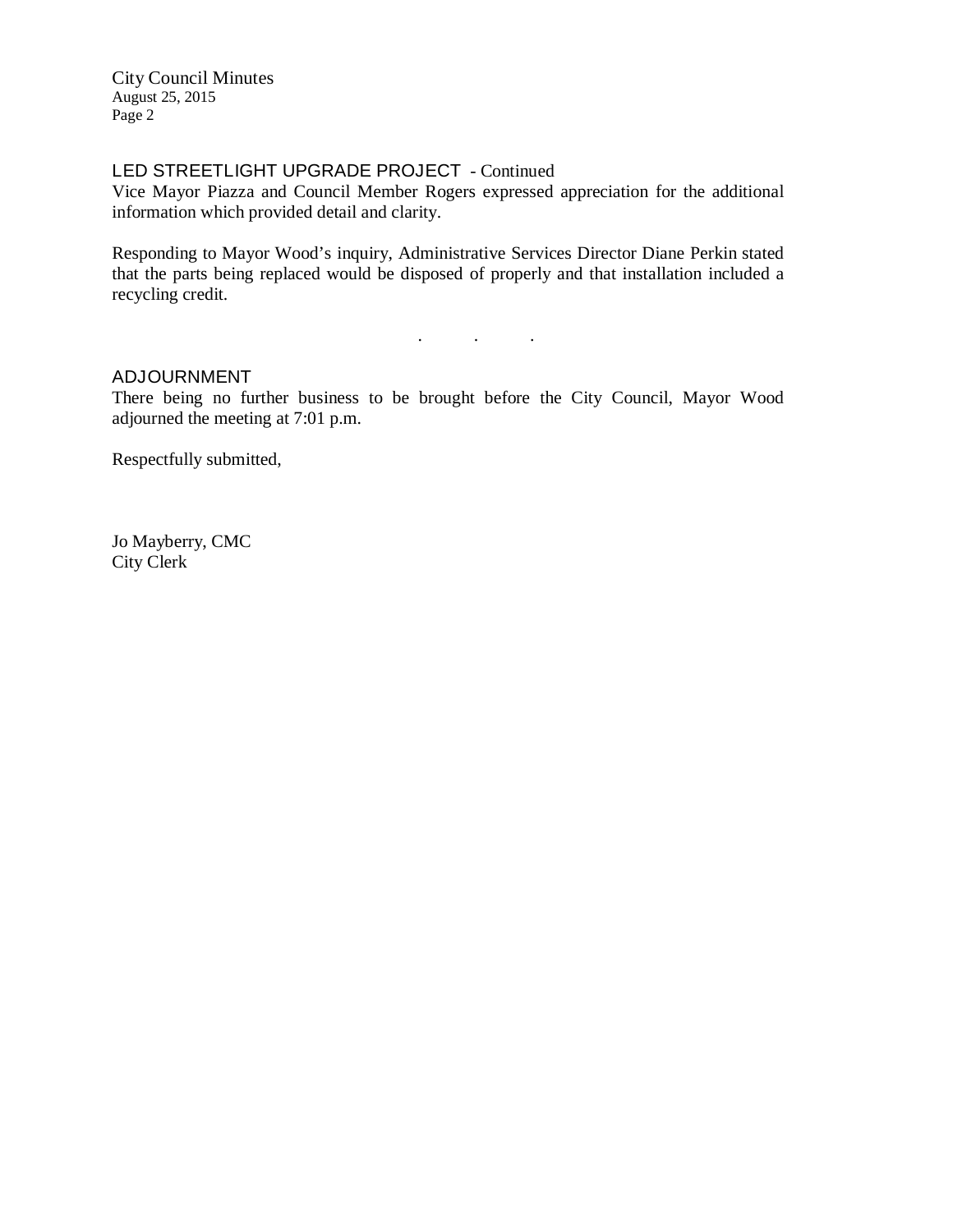## LED STREETLIGHT UPGRADE PROJECT - Continued

Vice Mayor Piazza and Council Member Rogers expressed appreciation for the additional information which provided detail and clarity.

Responding to Mayor Wood's inquiry, Administrative Services Director Diane Perkin stated that the parts being replaced would be disposed of properly and that installation included a recycling credit.

. . .

## ADJOURNMENT

There being no further business to be brought before the City Council, Mayor Wood adjourned the meeting at 7:01 p.m.

Respectfully submitted,

Jo Mayberry, CMC
City Clerk